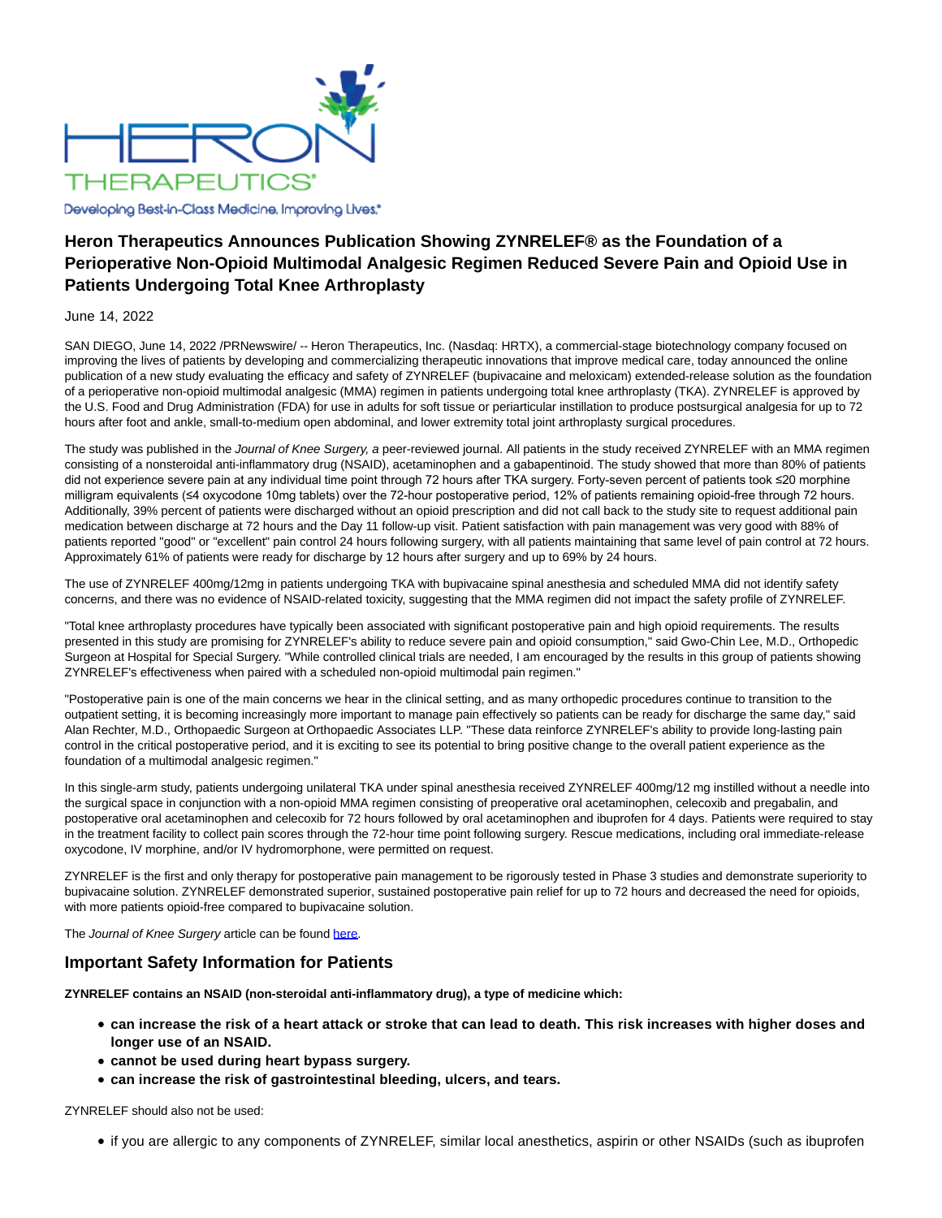HERON THERAPEUTICS®

Developing Best-in-Class Medicine, Improving Lives.®

# Heron Therapeutics Announces Publication Showing ZYNRELEF® as the Foundation of a Perioperative Non-Opioid Multimodal Analgesic Regimen Reduced Severe Pain and Opioid Use in Patients Undergoing Total Knee Arthroplasty

June 14, 2022

SAN DIEGO, June 14, 2022 /PRNewswire/ -- Heron Therapeutics, Inc. (Nasdaq: HRTX), a commercial-stage biotechnology company focused on improving the lives of patients by developing and commercializing therapeutic innovations that improve medical care, today announced the online publication of a new study evaluating the efficacy and safety of ZYNRELEF (bupivacaine and meloxicam) extended-release solution as the foundation of a perioperative non-opioid multimodal analgesic (MMA) regimen in patients undergoing total knee arthroplasty (TKA). ZYNRELEF is approved by the U.S. Food and Drug Administration (FDA) for use in adults for soft tissue or periarticular instillation to produce postsurgical analgesia for up to 72 hours after foot and ankle, small-to-medium open abdominal, and lower extremity total joint arthroplasty surgical procedures.

The study was published in the *Journal of Knee Surgery, a* peer-reviewed journal. All patients in the study received ZYNRELEF with an MMA regimen consisting of a nonsteroidal anti-inflammatory drug (NSAID), acetaminophen and a gabapentinoid. The study showed that more than 80% of patients did not experience severe pain at any individual time point through 72 hours after TKA surgery. Forty-seven percent of patients took ≤20 morphine milligram equivalents (≤4 oxycodone 10mg tablets) over the 72-hour postoperative period, 12% of patients remaining opioid-free through 72 hours. Additionally, 39% percent of patients were discharged without an opioid prescription and did not call back to the study site to request additional pain medication between discharge at 72 hours and the Day 11 follow-up visit. Patient satisfaction with pain management was very good with 88% of patients reported "good" or "excellent" pain control 24 hours following surgery, with all patients maintaining that same level of pain control at 72 hours. Approximately 61% of patients were ready for discharge by 12 hours after surgery and up to 69% by 24 hours.

The use of ZYNRELEF 400mg/12mg in patients undergoing TKA with bupivacaine spinal anesthesia and scheduled MMA did not identify safety concerns, and there was no evidence of NSAID-related toxicity, suggesting that the MMA regimen did not impact the safety profile of ZYNRELEF.

"Total knee arthroplasty procedures have typically been associated with significant postoperative pain and high opioid requirements. The results presented in this study are promising for ZYNRELEF's ability to reduce severe pain and opioid consumption," said Gwo-Chin Lee, M.D., Orthopedic Surgeon at Hospital for Special Surgery. "While controlled clinical trials are needed, I am encouraged by the results in this group of patients showing ZYNRELEF's effectiveness when paired with a scheduled non-opioid multimodal pain regimen."

"Postoperative pain is one of the main concerns we hear in the clinical setting, and as many orthopedic procedures continue to transition to the outpatient setting, it is becoming increasingly more important to manage pain effectively so patients can be ready for discharge the same day," said Alan Rechter, M.D., Orthopaedic Surgeon at Orthopaedic Associates LLP. "These data reinforce ZYNRELEF's ability to provide long-lasting pain control in the critical postoperative period, and it is exciting to see its potential to bring positive change to the overall patient experience as the foundation of a multimodal analgesic regimen."

In this single-arm study, patients undergoing unilateral TKA under spinal anesthesia received ZYNRELEF 400mg/12 mg instilled without a needle into the surgical space in conjunction with a non-opioid MMA regimen consisting of preoperative oral acetaminophen, celecoxib and pregabalin, and postoperative oral acetaminophen and celecoxib for 72 hours followed by oral acetaminophen and ibuprofen for 4 days. Patients were required to stay in the treatment facility to collect pain scores through the 72-hour time point following surgery. Rescue medications, including oral immediate-release oxycodone, IV morphine, and/or IV hydromorphone, were permitted on request.

ZYNRELEF is the first and only therapy for postoperative pain management to be rigorously tested in Phase 3 studies and demonstrate superiority to bupivacaine solution. ZYNRELEF demonstrated superior, sustained postoperative pain relief for up to 72 hours and decreased the need for opioids, with more patients opioid-free compared to bupivacaine solution.

The *Journal of Knee Surgery* article can be found here.

## Important Safety Information for Patients

**ZYNRELEF contains an NSAID (non-steroidal anti-inflammatory drug), a type of medicine which:**

- **can increase the risk of a heart attack or stroke that can lead to death. This risk increases with higher doses and longer use of an NSAID.**
- **cannot be used during heart bypass surgery.**
- **can increase the risk of gastrointestinal bleeding, ulcers, and tears.**

ZYNRELEF should also not be used:

- if you are allergic to any components of ZYNRELEF, similar local anesthetics, aspirin or other NSAIDs (such as ibuprofen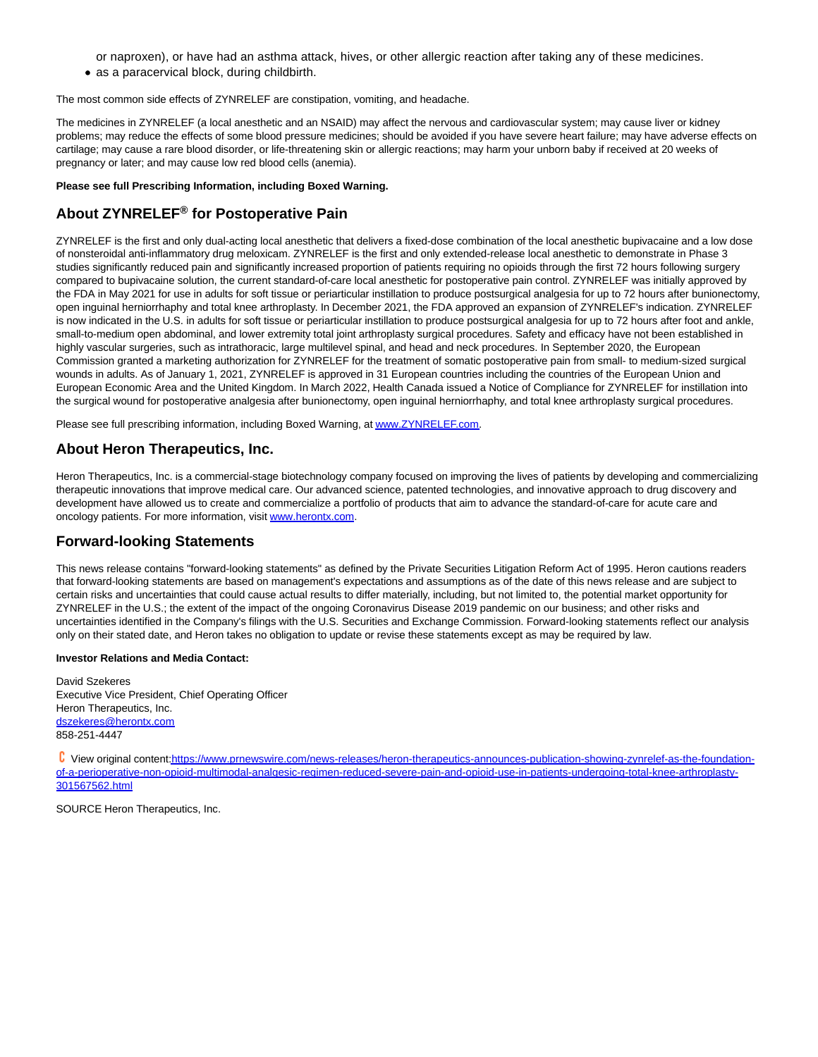or naproxen), or have had an asthma attack, hives, or other allergic reaction after taking any of these medicines.
- as a paracervical block, during childbirth.

The most common side effects of ZYNRELEF are constipation, vomiting, and headache.

The medicines in ZYNRELEF (a local anesthetic and an NSAID) may affect the nervous and cardiovascular system; may cause liver or kidney problems; may reduce the effects of some blood pressure medicines; should be avoided if you have severe heart failure; may have adverse effects on cartilage; may cause a rare blood disorder, or life-threatening skin or allergic reactions; may harm your unborn baby if received at 20 weeks of pregnancy or later; and may cause low red blood cells (anemia).

**Please see full Prescribing Information, including Boxed Warning.**

## About ZYNRELEF® for Postoperative Pain

ZYNRELEF is the first and only dual-acting local anesthetic that delivers a fixed-dose combination of the local anesthetic bupivacaine and a low dose of nonsteroidal anti-inflammatory drug meloxicam. ZYNRELEF is the first and only extended-release local anesthetic to demonstrate in Phase 3 studies significantly reduced pain and significantly increased proportion of patients requiring no opioids through the first 72 hours following surgery compared to bupivacaine solution, the current standard-of-care local anesthetic for postoperative pain control. ZYNRELEF was initially approved by the FDA in May 2021 for use in adults for soft tissue or periarticular instillation to produce postsurgical analgesia for up to 72 hours after bunionectomy, open inguinal herniorrhaphy and total knee arthroplasty. In December 2021, the FDA approved an expansion of ZYNRELEF's indication. ZYNRELEF is now indicated in the U.S. in adults for soft tissue or periarticular instillation to produce postsurgical analgesia for up to 72 hours after foot and ankle, small-to-medium open abdominal, and lower extremity total joint arthroplasty surgical procedures. Safety and efficacy have not been established in highly vascular surgeries, such as intrathoracic, large multilevel spinal, and head and neck procedures. In September 2020, the European Commission granted a marketing authorization for ZYNRELEF for the treatment of somatic postoperative pain from small- to medium-sized surgical wounds in adults. As of January 1, 2021, ZYNRELEF is approved in 31 European countries including the countries of the European Union and European Economic Area and the United Kingdom. In March 2022, Health Canada issued a Notice of Compliance for ZYNRELEF for instillation into the surgical wound for postoperative analgesia after bunionectomy, open inguinal herniorrhaphy, and total knee arthroplasty surgical procedures.

Please see full prescribing information, including Boxed Warning, at www.ZYNRELEF.com.

## About Heron Therapeutics, Inc.

Heron Therapeutics, Inc. is a commercial-stage biotechnology company focused on improving the lives of patients by developing and commercializing therapeutic innovations that improve medical care. Our advanced science, patented technologies, and innovative approach to drug discovery and development have allowed us to create and commercialize a portfolio of products that aim to advance the standard-of-care for acute care and oncology patients. For more information, visit www.herontx.com.

## Forward-looking Statements

This news release contains "forward-looking statements" as defined by the Private Securities Litigation Reform Act of 1995. Heron cautions readers that forward-looking statements are based on management's expectations and assumptions as of the date of this news release and are subject to certain risks and uncertainties that could cause actual results to differ materially, including, but not limited to, the potential market opportunity for ZYNRELEF in the U.S.; the extent of the impact of the ongoing Coronavirus Disease 2019 pandemic on our business; and other risks and uncertainties identified in the Company's filings with the U.S. Securities and Exchange Commission. Forward-looking statements reflect our analysis only on their stated date, and Heron takes no obligation to update or revise these statements except as may be required by law.

**Investor Relations and Media Contact:**

David Szekeres
Executive Vice President, Chief Operating Officer
Heron Therapeutics, Inc.
dszekeres@herontx.com
858-251-4447

View original content:https://www.prnewswire.com/news-releases/heron-therapeutics-announces-publication-showing-zynrelef-as-the-foundation-of-a-perioperative-non-opioid-multimodal-analgesic-regimen-reduced-severe-pain-and-opioid-use-in-patients-undergoing-total-knee-arthroplasty-301567562.html

SOURCE Heron Therapeutics, Inc.